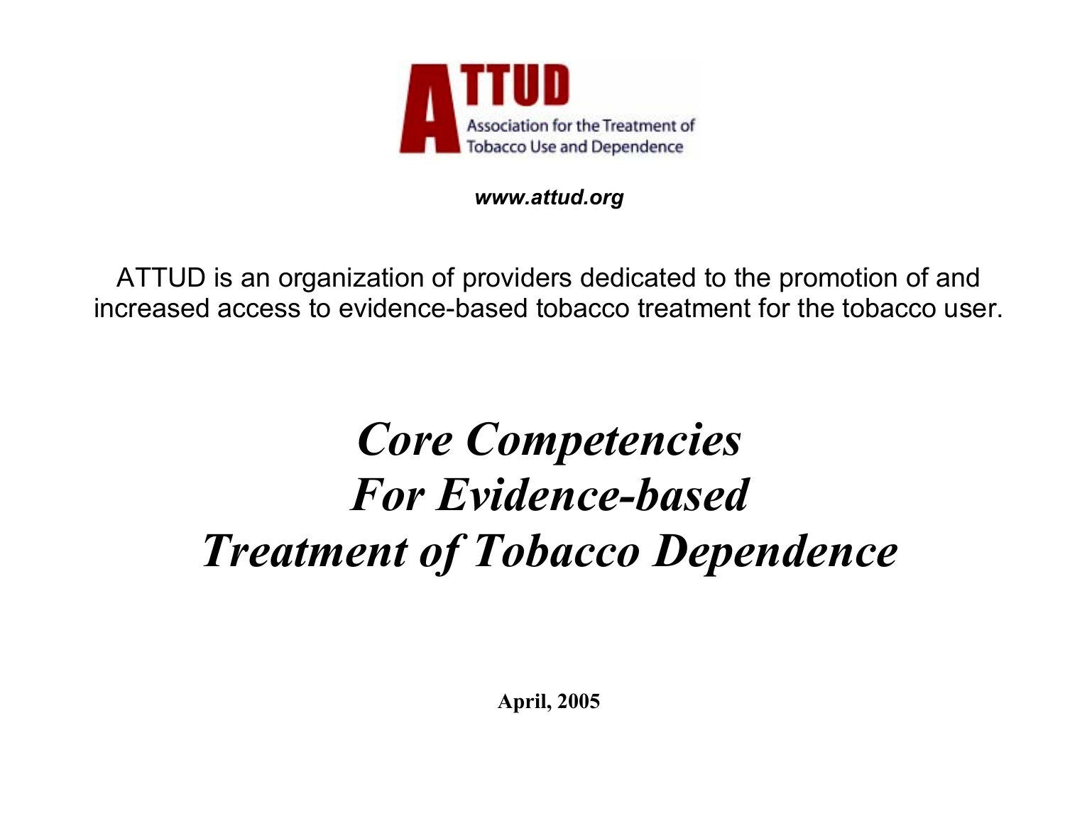ATTUD

Association for the Treatment of Tobacco Use and Dependence

***www.attud.org***

ATTUD is an organization of providers dedicated to the promotion of and increased access to evidence-based tobacco treatment for the tobacco user.

# *Core Competencies For Evidence-based Treatment of Tobacco Dependence*

**April, 2005**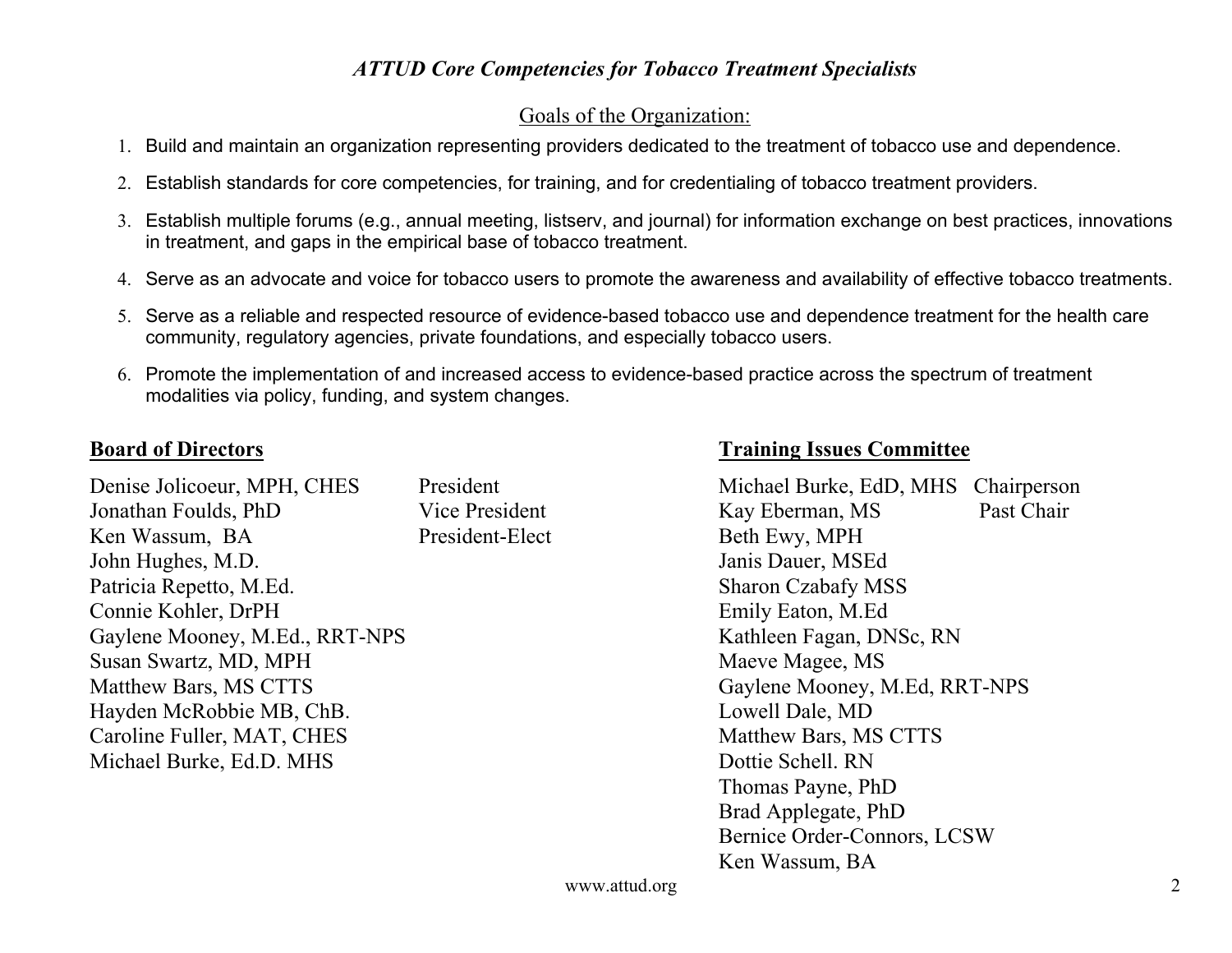*ATTUD Core Competencies for Tobacco Treatment Specialists*

## Goals of the Organization:

1. Build and maintain an organization representing providers dedicated to the treatment of tobacco use and dependence.
2. Establish standards for core competencies, for training, and for credentialing of tobacco treatment providers.
3. Establish multiple forums (e.g., annual meeting, listserv, and journal) for information exchange on best practices, innovations in treatment, and gaps in the empirical base of tobacco treatment.
4. Serve as an advocate and voice for tobacco users to promote the awareness and availability of effective tobacco treatments.
5. Serve as a reliable and respected resource of evidence-based tobacco use and dependence treatment for the health care community, regulatory agencies, private foundations, and especially tobacco users.
6. Promote the implementation of and increased access to evidence-based practice across the spectrum of treatment modalities via policy, funding, and system changes.

**Board of Directors**

Denise Jolicoeur, MPH, CHES — President
Jonathan Foulds, PhD — Vice President
Ken Wassum, BA — President-Elect
John Hughes, M.D.
Patricia Repetto, M.Ed.
Connie Kohler, DrPH
Gaylene Mooney, M.Ed., RRT-NPS
Susan Swartz, MD, MPH
Matthew Bars, MS CTTS
Hayden McRobbie MB, ChB.
Caroline Fuller, MAT, CHES
Michael Burke, Ed.D. MHS

**Training Issues Committee**

Michael Burke, EdD, MHS — Chairperson
Kay Eberman, MS — Past Chair
Beth Ewy, MPH
Janis Dauer, MSEd
Sharon Czabafy MSS
Emily Eaton, M.Ed
Kathleen Fagan, DNSc, RN
Maeve Magee, MS
Gaylene Mooney, M.Ed, RRT-NPS
Lowell Dale, MD
Matthew Bars, MS CTTS
Dottie Schell. RN
Thomas Payne, PhD
Brad Applegate, PhD
Bernice Order-Connors, LCSW
Ken Wassum, BA

www.attud.org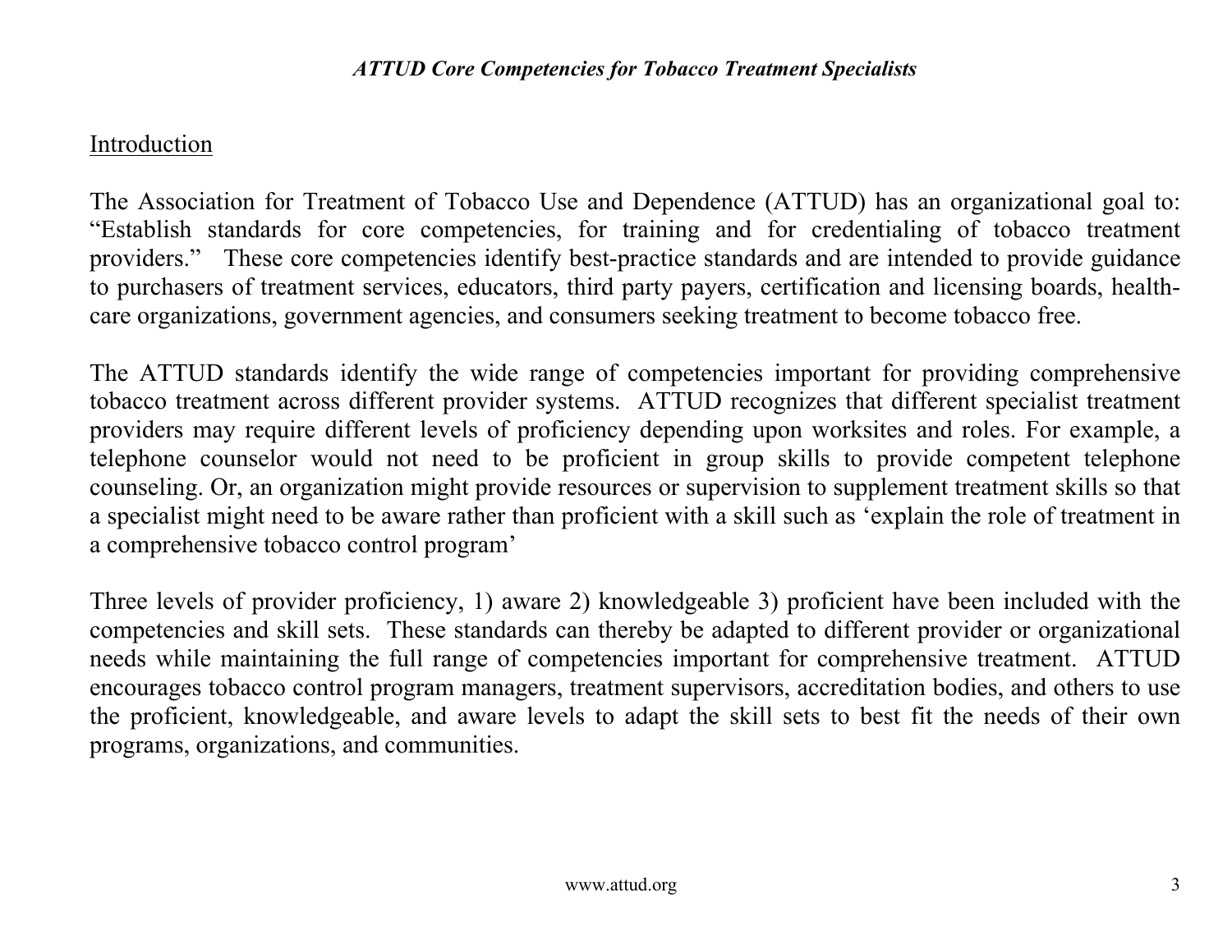## Introduction

The Association for Treatment of Tobacco Use and Dependence (ATTUD) has an organizational goal to: "Establish standards for core competencies, for training and for credentialing of tobacco treatment providers." These core competencies identify best-practice standards and are intended to provide guidance to purchasers of treatment services, educators, third party payers, certification and licensing boards, health-care organizations, government agencies, and consumers seeking treatment to become tobacco free.

The ATTUD standards identify the wide range of competencies important for providing comprehensive tobacco treatment across different provider systems. ATTUD recognizes that different specialist treatment providers may require different levels of proficiency depending upon worksites and roles. For example, a telephone counselor would not need to be proficient in group skills to provide competent telephone counseling. Or, an organization might provide resources or supervision to supplement treatment skills so that a specialist might need to be aware rather than proficient with a skill such as 'explain the role of treatment in a comprehensive tobacco control program'

Three levels of provider proficiency, 1) aware 2) knowledgeable 3) proficient have been included with the competencies and skill sets. These standards can thereby be adapted to different provider or organizational needs while maintaining the full range of competencies important for comprehensive treatment. ATTUD encourages tobacco control program managers, treatment supervisors, accreditation bodies, and others to use the proficient, knowledgeable, and aware levels to adapt the skill sets to best fit the needs of their own programs, organizations, and communities.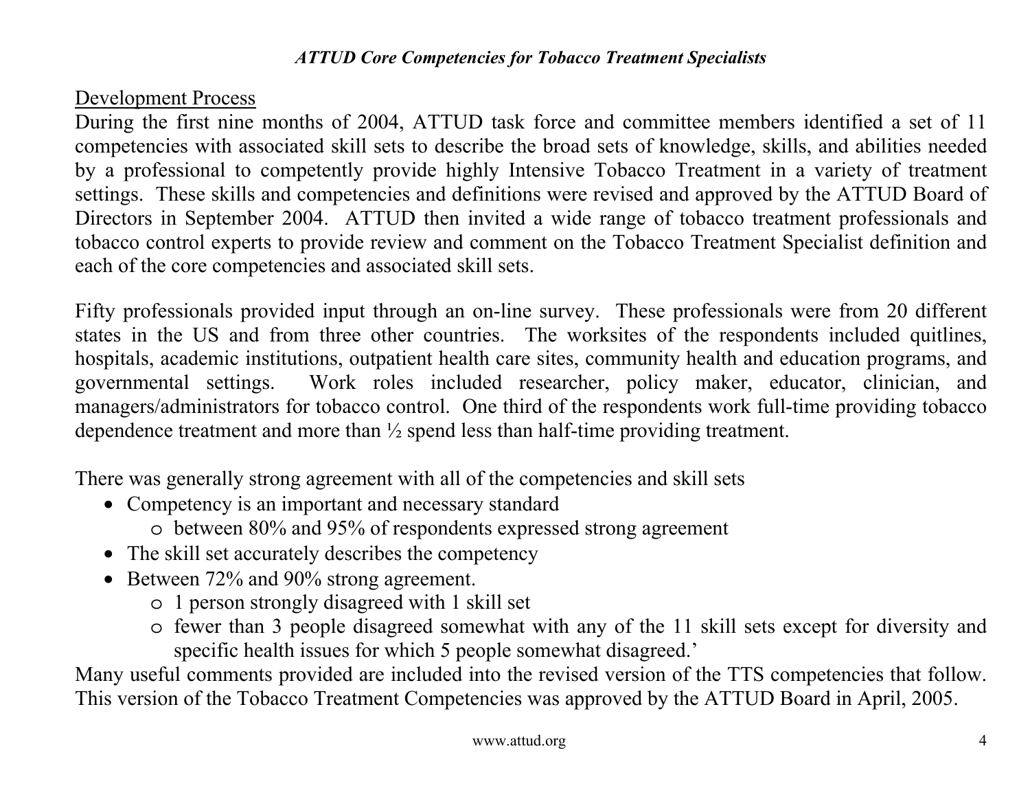## Development Process

During the first nine months of 2004, ATTUD task force and committee members identified a set of 11 competencies with associated skill sets to describe the broad sets of knowledge, skills, and abilities needed by a professional to competently provide highly Intensive Tobacco Treatment in a variety of treatment settings. These skills and competencies and definitions were revised and approved by the ATTUD Board of Directors in September 2004. ATTUD then invited a wide range of tobacco treatment professionals and tobacco control experts to provide review and comment on the Tobacco Treatment Specialist definition and each of the core competencies and associated skill sets.

Fifty professionals provided input through an on-line survey. These professionals were from 20 different states in the US and from three other countries. The worksites of the respondents included quitlines, hospitals, academic institutions, outpatient health care sites, community health and education programs, and governmental settings. Work roles included researcher, policy maker, educator, clinician, and managers/administrators for tobacco control. One third of the respondents work full-time providing tobacco dependence treatment and more than ½ spend less than half-time providing treatment.

There was generally strong agreement with all of the competencies and skill sets

- Competency is an important and necessary standard
  - between 80% and 95% of respondents expressed strong agreement
- The skill set accurately describes the competency
- Between 72% and 90% strong agreement.
  - 1 person strongly disagreed with 1 skill set
  - fewer than 3 people disagreed somewhat with any of the 11 skill sets except for diversity and specific health issues for which 5 people somewhat disagreed.'

Many useful comments provided are included into the revised version of the TTS competencies that follow. This version of the Tobacco Treatment Competencies was approved by the ATTUD Board in April, 2005.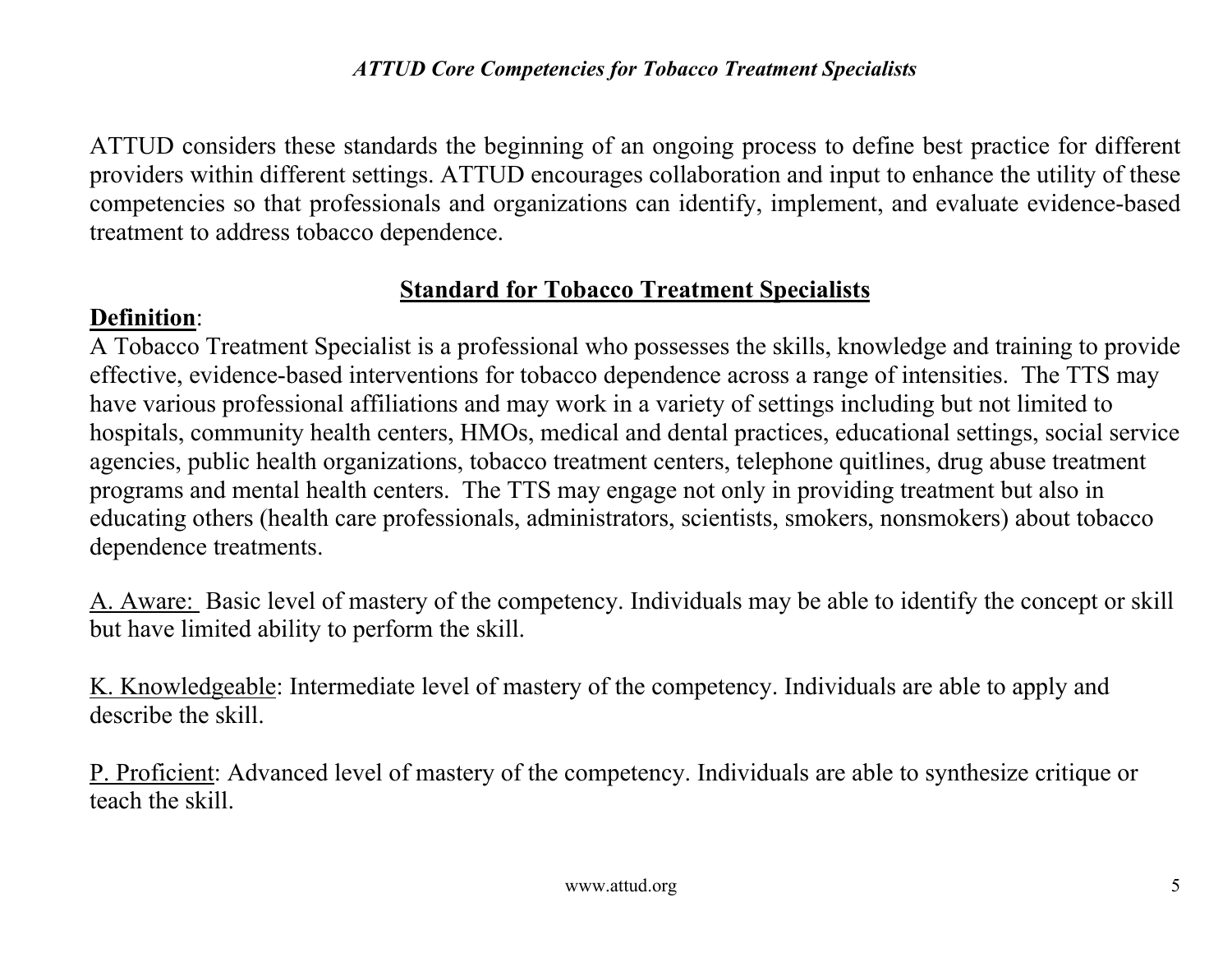ATTUD considers these standards the beginning of an ongoing process to define best practice for different providers within different settings. ATTUD encourages collaboration and input to enhance the utility of these competencies so that professionals and organizations can identify, implement, and evaluate evidence-based treatment to address tobacco dependence.

## Standard for Tobacco Treatment Specialists

**Definition**:
A Tobacco Treatment Specialist is a professional who possesses the skills, knowledge and training to provide effective, evidence-based interventions for tobacco dependence across a range of intensities. The TTS may have various professional affiliations and may work in a variety of settings including but not limited to hospitals, community health centers, HMOs, medical and dental practices, educational settings, social service agencies, public health organizations, tobacco treatment centers, telephone quitlines, drug abuse treatment programs and mental health centers. The TTS may engage not only in providing treatment but also in educating others (health care professionals, administrators, scientists, smokers, nonsmokers) about tobacco dependence treatments.

A. Aware: Basic level of mastery of the competency. Individuals may be able to identify the concept or skill but have limited ability to perform the skill.

K. Knowledgeable: Intermediate level of mastery of the competency. Individuals are able to apply and describe the skill.

P. Proficient: Advanced level of mastery of the competency. Individuals are able to synthesize critique or teach the skill.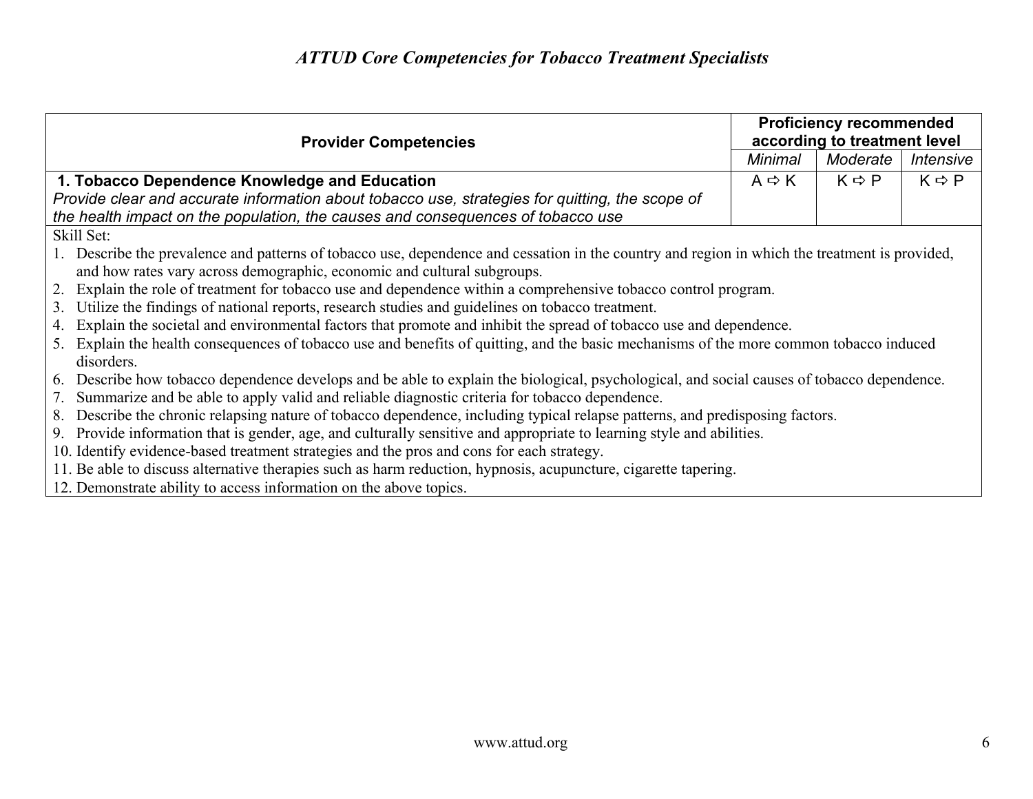| Provider Competencies | Proficiency recommended according to treatment level | | |
|---|---|---|---|
| | *Minimal* | *Moderate* | *Intensive* |
| **1. Tobacco Dependence Knowledge and Education** *Provide clear and accurate information about tobacco use, strategies for quitting, the scope of the health impact on the population, the causes and consequences of tobacco use* | A ⇨ K | K ⇨ P | K ⇨ P |

Skill Set:

1. Describe the prevalence and patterns of tobacco use, dependence and cessation in the country and region in which the treatment is provided, and how rates vary across demographic, economic and cultural subgroups.
2. Explain the role of treatment for tobacco use and dependence within a comprehensive tobacco control program.
3. Utilize the findings of national reports, research studies and guidelines on tobacco treatment.
4. Explain the societal and environmental factors that promote and inhibit the spread of tobacco use and dependence.
5. Explain the health consequences of tobacco use and benefits of quitting, and the basic mechanisms of the more common tobacco induced disorders.
6. Describe how tobacco dependence develops and be able to explain the biological, psychological, and social causes of tobacco dependence.
7. Summarize and be able to apply valid and reliable diagnostic criteria for tobacco dependence.
8. Describe the chronic relapsing nature of tobacco dependence, including typical relapse patterns, and predisposing factors.
9. Provide information that is gender, age, and culturally sensitive and appropriate to learning style and abilities.
10. Identify evidence-based treatment strategies and the pros and cons for each strategy.
11. Be able to discuss alternative therapies such as harm reduction, hypnosis, acupuncture, cigarette tapering.
12. Demonstrate ability to access information on the above topics.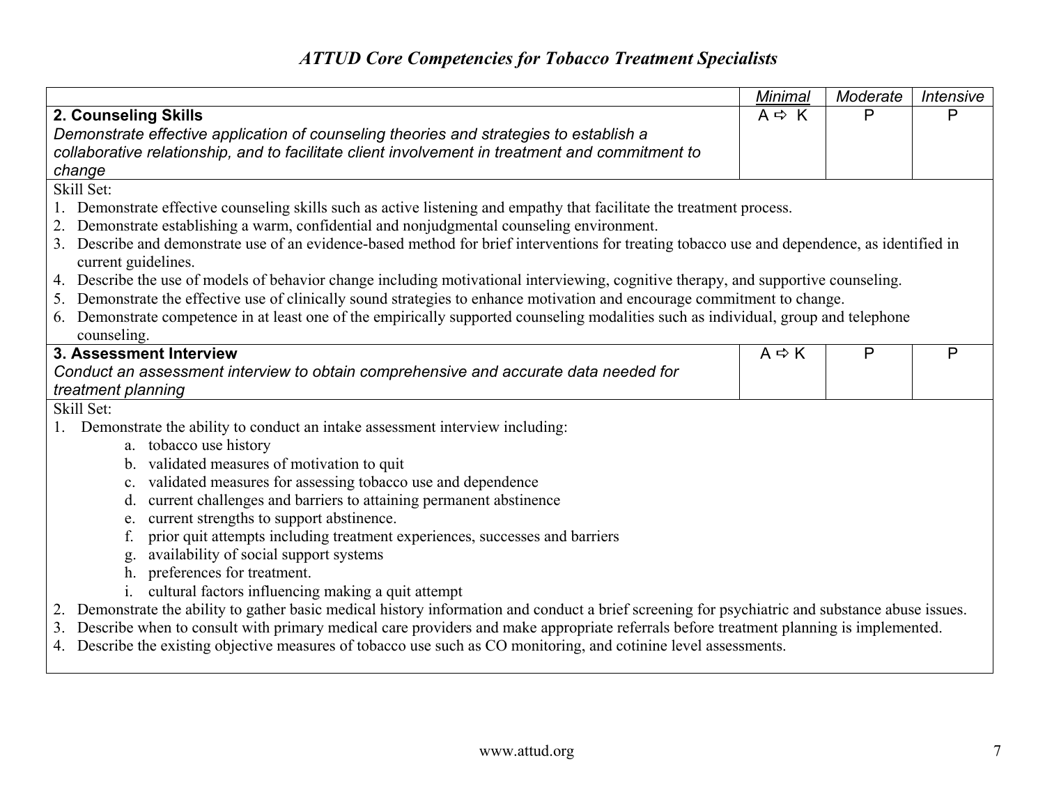| | *Minimal* | *Moderate* | *Intensive* |
|---|---|---|---|
| **2. Counseling Skills** *Demonstrate effective application of counseling theories and strategies to establish a collaborative relationship, and to facilitate client involvement in treatment and commitment to change* | A ⇨ K | P | P |

Skill Set:

1. Demonstrate effective counseling skills such as active listening and empathy that facilitate the treatment process.
2. Demonstrate establishing a warm, confidential and nonjudgmental counseling environment.
3. Describe and demonstrate use of an evidence-based method for brief interventions for treating tobacco use and dependence, as identified in current guidelines.
4. Describe the use of models of behavior change including motivational interviewing, cognitive therapy, and supportive counseling.
5. Demonstrate the effective use of clinically sound strategies to enhance motivation and encourage commitment to change.
6. Demonstrate competence in at least one of the empirically supported counseling modalities such as individual, group and telephone counseling.

| | *Minimal* | *Moderate* | *Intensive* |
|---|---|---|---|
| **3. Assessment Interview** *Conduct an assessment interview to obtain comprehensive and accurate data needed for treatment planning* | A ⇨ K | P | P |

Skill Set:

1. Demonstrate the ability to conduct an intake assessment interview including:
   a. tobacco use history
   b. validated measures of motivation to quit
   c. validated measures for assessing tobacco use and dependence
   d. current challenges and barriers to attaining permanent abstinence
   e. current strengths to support abstinence.
   f. prior quit attempts including treatment experiences, successes and barriers
   g. availability of social support systems
   h. preferences for treatment.
   i. cultural factors influencing making a quit attempt
2. Demonstrate the ability to gather basic medical history information and conduct a brief screening for psychiatric and substance abuse issues.
3. Describe when to consult with primary medical care providers and make appropriate referrals before treatment planning is implemented.
4. Describe the existing objective measures of tobacco use such as CO monitoring, and cotinine level assessments.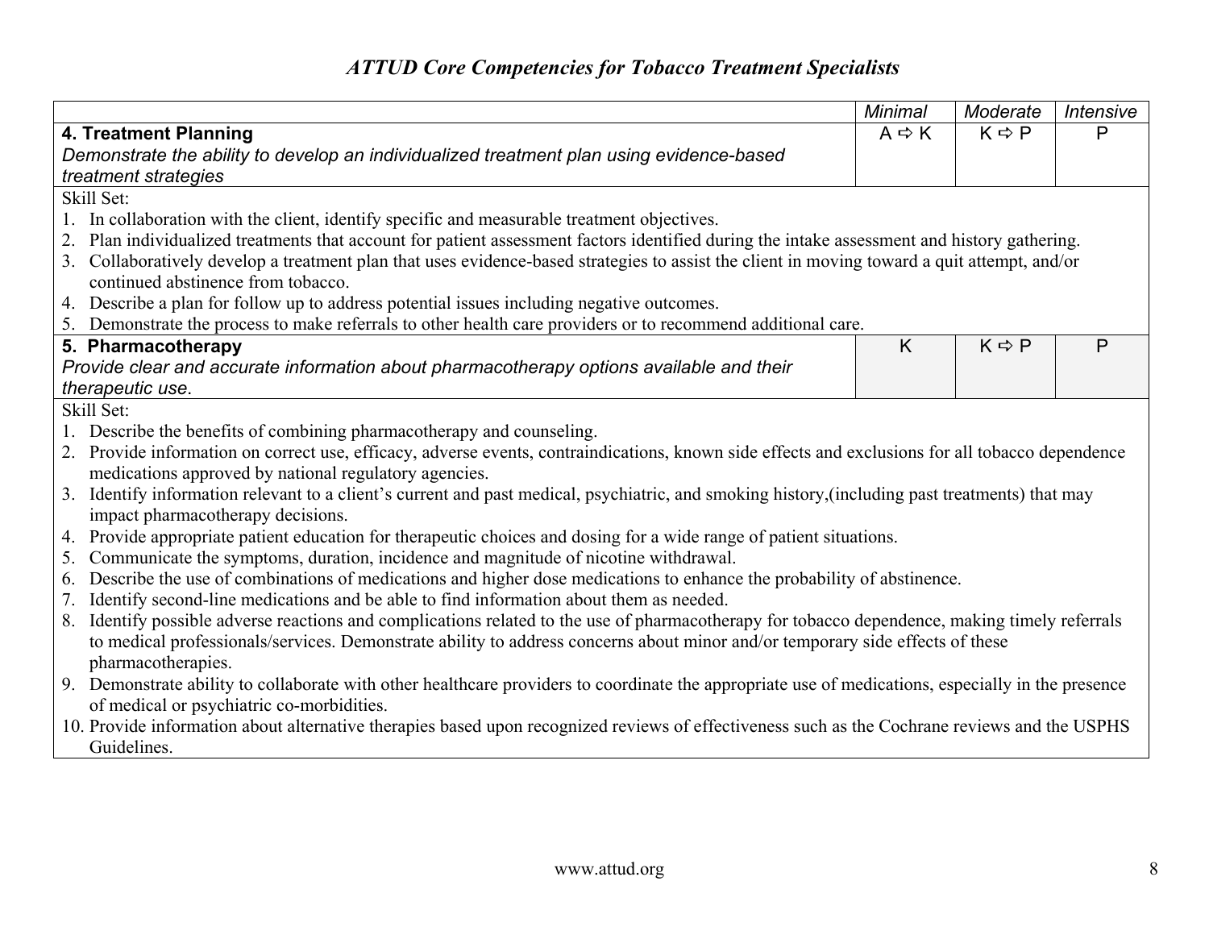| | Minimal | Moderate | Intensive |
|---|---|---|---|
| **4. Treatment Planning**<br>*Demonstrate the ability to develop an individualized treatment plan using evidence-based treatment strategies* | A ⇨ K | K ⇨ P | P |

Skill Set:

1. In collaboration with the client, identify specific and measurable treatment objectives.
2. Plan individualized treatments that account for patient assessment factors identified during the intake assessment and history gathering.
3. Collaboratively develop a treatment plan that uses evidence-based strategies to assist the client in moving toward a quit attempt, and/or continued abstinence from tobacco.
4. Describe a plan for follow up to address potential issues including negative outcomes.
5. Demonstrate the process to make referrals to other health care providers or to recommend additional care.

| | Minimal | Moderate | Intensive |
|---|---|---|---|
| **5. Pharmacotherapy**<br>*Provide clear and accurate information about pharmacotherapy options available and their therapeutic use.* | K | K ⇨ P | P |

Skill Set:

1. Describe the benefits of combining pharmacotherapy and counseling.
2. Provide information on correct use, efficacy, adverse events, contraindications, known side effects and exclusions for all tobacco dependence medications approved by national regulatory agencies.
3. Identify information relevant to a client's current and past medical, psychiatric, and smoking history,(including past treatments) that may impact pharmacotherapy decisions.
4. Provide appropriate patient education for therapeutic choices and dosing for a wide range of patient situations.
5. Communicate the symptoms, duration, incidence and magnitude of nicotine withdrawal.
6. Describe the use of combinations of medications and higher dose medications to enhance the probability of abstinence.
7. Identify second-line medications and be able to find information about them as needed.
8. Identify possible adverse reactions and complications related to the use of pharmacotherapy for tobacco dependence, making timely referrals to medical professionals/services. Demonstrate ability to address concerns about minor and/or temporary side effects of these pharmacotherapies.
9. Demonstrate ability to collaborate with other healthcare providers to coordinate the appropriate use of medications, especially in the presence of medical or psychiatric co-morbidities.
10. Provide information about alternative therapies based upon recognized reviews of effectiveness such as the Cochrane reviews and the USPHS Guidelines.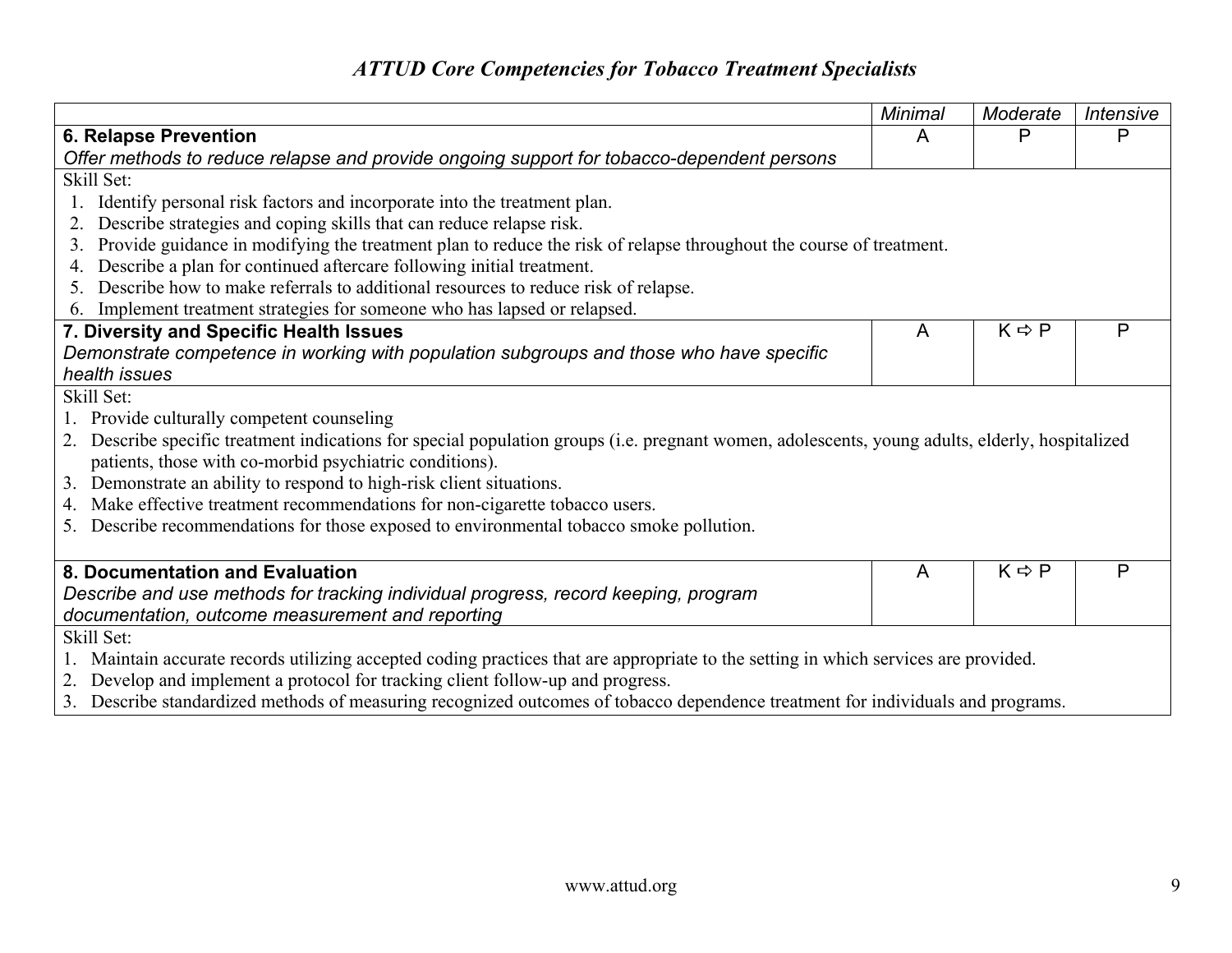| | Minimal | Moderate | Intensive |
|---|---|---|---|
| **6. Relapse Prevention**<br>*Offer methods to reduce relapse and provide ongoing support for tobacco-dependent persons* | A | P | P |

Skill Set:

1. Identify personal risk factors and incorporate into the treatment plan.
2. Describe strategies and coping skills that can reduce relapse risk.
3. Provide guidance in modifying the treatment plan to reduce the risk of relapse throughout the course of treatment.
4. Describe a plan for continued aftercare following initial treatment.
5. Describe how to make referrals to additional resources to reduce risk of relapse.
6. Implement treatment strategies for someone who has lapsed or relapsed.

| | Minimal | Moderate | Intensive |
|---|---|---|---|
| **7. Diversity and Specific Health Issues**<br>*Demonstrate competence in working with population subgroups and those who have specific health issues* | A | K ⇨ P | P |

Skill Set:

1. Provide culturally competent counseling
2. Describe specific treatment indications for special population groups (i.e. pregnant women, adolescents, young adults, elderly, hospitalized patients, those with co-morbid psychiatric conditions).
3. Demonstrate an ability to respond to high-risk client situations.
4. Make effective treatment recommendations for non-cigarette tobacco users.
5. Describe recommendations for those exposed to environmental tobacco smoke pollution.

| | Minimal | Moderate | Intensive |
|---|---|---|---|
| **8. Documentation and Evaluation**<br>*Describe and use methods for tracking individual progress, record keeping, program documentation, outcome measurement and reporting* | A | K ⇨ P | P |

Skill Set:

1. Maintain accurate records utilizing accepted coding practices that are appropriate to the setting in which services are provided.
2. Develop and implement a protocol for tracking client follow-up and progress.
3. Describe standardized methods of measuring recognized outcomes of tobacco dependence treatment for individuals and programs.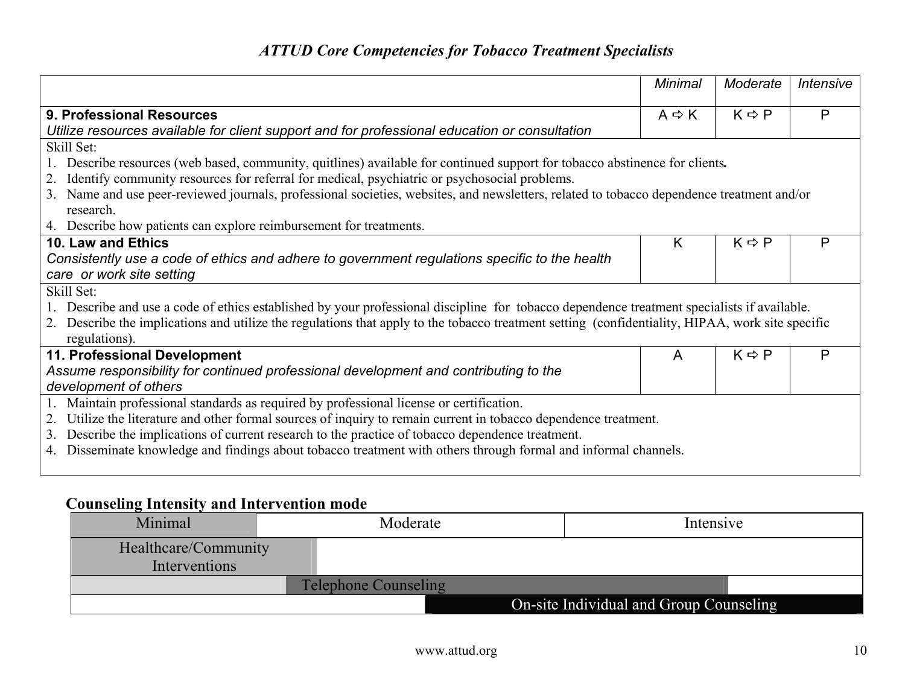*ATTUD Core Competencies for Tobacco Treatment Specialists*

| | *Minimal* | *Moderate* | *Intensive* |
|---|---|---|---|
| **9. Professional Resources**<br>*Utilize resources available for client support and for professional education or consultation* | A ⇨ K | K ⇨ P | P |
| Skill Set:<br>1. Describe resources (web based, community, quitlines) available for continued support for tobacco abstinence for clients**.**<br>2. Identify community resources for referral for medical, psychiatric or psychosocial problems.<br>3. Name and use peer-reviewed journals, professional societies, websites, and newsletters, related to tobacco dependence treatment and/or research.<br>4. Describe how patients can explore reimbursement for treatments. | | | |
| **10. Law and Ethics**<br>*Consistently use a code of ethics and adhere to government regulations specific to the health care or work site setting* | K | K ⇨ P | P |
| Skill Set:<br>1. Describe and use a code of ethics established by your professional discipline for tobacco dependence treatment specialists if available.<br>2. Describe the implications and utilize the regulations that apply to the tobacco treatment setting (confidentiality, HIPAA, work site specific regulations). | | | |
| **11. Professional Development**<br>*Assume responsibility for continued professional development and contributing to the development of others* | A | K ⇨ P | P |
| 1. Maintain professional standards as required by professional license or certification.<br>2. Utilize the literature and other formal sources of inquiry to remain current in tobacco dependence treatment.<br>3. Describe the implications of current research to the practice of tobacco dependence treatment.<br>4. Disseminate knowledge and findings about tobacco treatment with others through formal and informal channels. | | | |

**Counseling Intensity and Intervention mode**

| Minimal | Moderate | Intensive |
|---|---|---|
| Healthcare/Community Interventions | | |
| | Telephone Counseling | |
| | | On-site Individual and Group Counseling |